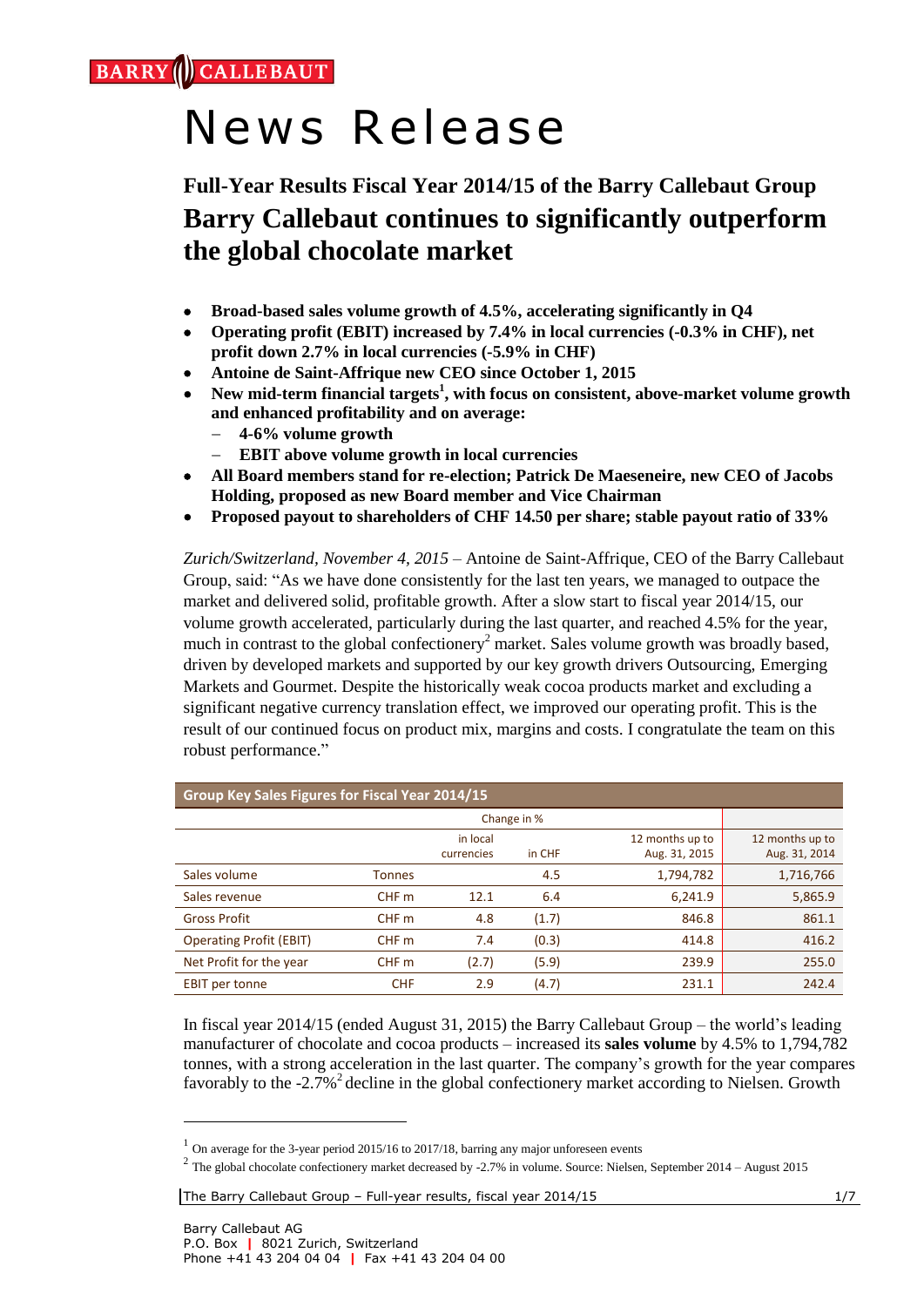BARRY CALLEBAUT

# News Release

## Full-Year Results Fiscal Year 2014/15 of the Barry Callebaut Group

# Barry Callebaut continues to significantly outperform the global chocolate market

- **Broad-based sales volume growth of 4.5%, accelerating significantly in Q4**
- **Operating profit (EBIT) increased by 7.4% in local currencies (-0.3% in CHF), net profit down 2.7% in local currencies (-5.9% in CHF)**
- **Antoine de Saint-Affrique new CEO since October 1, 2015**
- **New mid-term financial targets[1], with focus on consistent, above-market volume growth and enhanced profitability and on average:**
  - **4-6% volume growth**
  - **EBIT above volume growth in local currencies**
- **All Board members stand for re-election; Patrick De Maeseneire, new CEO of Jacobs Holding, proposed as new Board member and Vice Chairman**
- **Proposed payout to shareholders of CHF 14.50 per share; stable payout ratio of 33%**

*Zurich/Switzerland, November 4, 2015* – Antoine de Saint-Affrique, CEO of the Barry Callebaut Group, said: "As we have done consistently for the last ten years, we managed to outpace the market and delivered solid, profitable growth. After a slow start to fiscal year 2014/15, our volume growth accelerated, particularly during the last quarter, and reached 4.5% for the year, much in contrast to the global confectionery[2] market. Sales volume growth was broadly based, driven by developed markets and supported by our key growth drivers Outsourcing, Emerging Markets and Gourmet. Despite the historically weak cocoa products market and excluding a significant negative currency translation effect, we improved our operating profit. This is the result of our continued focus on product mix, margins and costs. I congratulate the team on this robust performance."

| Group Key Sales Figures for Fiscal Year 2014/15 | | | | | |
|---|---|---|---|---|---|
| | | Change in % | | | |
| | | in local currencies | in CHF | 12 months up to Aug. 31, 2015 | 12 months up to Aug. 31, 2014 |
| Sales volume | Tonnes | | 4.5 | 1,794,782 | 1,716,766 |
| Sales revenue | CHF m | 12.1 | 6.4 | 6,241.9 | 5,865.9 |
| Gross Profit | CHF m | 4.8 | (1.7) | 846.8 | 861.1 |
| Operating Profit (EBIT) | CHF m | 7.4 | (0.3) | 414.8 | 416.2 |
| Net Profit for the year | CHF m | (2.7) | (5.9) | 239.9 | 255.0 |
| EBIT per tonne | CHF | 2.9 | (4.7) | 231.1 | 242.4 |

In fiscal year 2014/15 (ended August 31, 2015) the Barry Callebaut Group – the world's leading manufacturer of chocolate and cocoa products – increased its **sales volume** by 4.5% to 1,794,782 tonnes, with a strong acceleration in the last quarter. The company's growth for the year compares favorably to the -2.7%[2] decline in the global confectionery market according to Nielsen. Growth

---

[1] On average for the 3-year period 2015/16 to 2017/18, barring any major unforeseen events

[2] The global chocolate confectionery market decreased by -2.7% in volume. Source: Nielsen, September 2014 – August 2015

Barry Callebaut AG
P.O. Box | 8021 Zurich, Switzerland
Phone +41 43 204 04 04 | Fax +41 43 204 04 00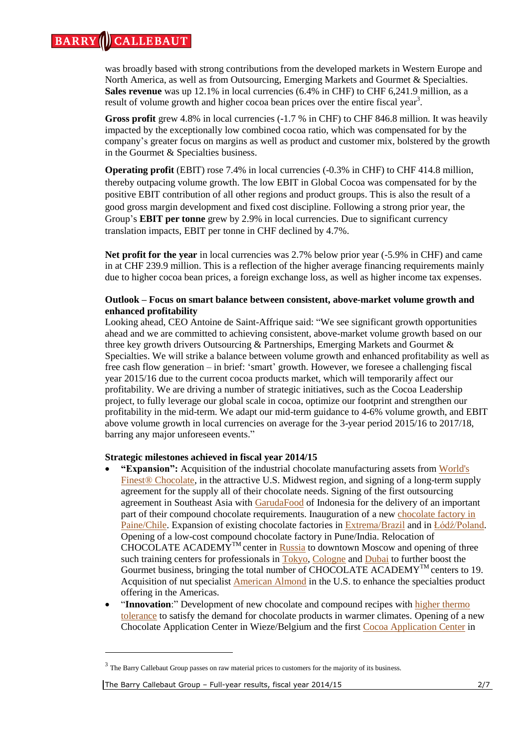was broadly based with strong contributions from the developed markets in Western Europe and North America, as well as from Outsourcing, Emerging Markets and Gourmet & Specialties. **Sales revenue** was up 12.1% in local currencies (6.4% in CHF) to CHF 6,241.9 million, as a result of volume growth and higher cocoa bean prices over the entire fiscal year[3].

**Gross profit** grew 4.8% in local currencies (-1.7 % in CHF) to CHF 846.8 million. It was heavily impacted by the exceptionally low combined cocoa ratio, which was compensated for by the company's greater focus on margins as well as product and customer mix, bolstered by the growth in the Gourmet & Specialties business.

**Operating profit** (EBIT) rose 7.4% in local currencies (-0.3% in CHF) to CHF 414.8 million, thereby outpacing volume growth. The low EBIT in Global Cocoa was compensated for by the positive EBIT contribution of all other regions and product groups. This is also the result of a good gross margin development and fixed cost discipline. Following a strong prior year, the Group's **EBIT per tonne** grew by 2.9% in local currencies. Due to significant currency translation impacts, EBIT per tonne in CHF declined by 4.7%.

**Net profit for the year** in local currencies was 2.7% below prior year (-5.9% in CHF) and came in at CHF 239.9 million. This is a reflection of the higher average financing requirements mainly due to higher cocoa bean prices, a foreign exchange loss, as well as higher income tax expenses.

**Outlook – Focus on smart balance between consistent, above-market volume growth and enhanced profitability**

Looking ahead, CEO Antoine de Saint-Affrique said: "We see significant growth opportunities ahead and we are committed to achieving consistent, above-market volume growth based on our three key growth drivers Outsourcing & Partnerships, Emerging Markets and Gourmet & Specialties. We will strike a balance between volume growth and enhanced profitability as well as free cash flow generation – in brief: 'smart' growth. However, we foresee a challenging fiscal year 2015/16 due to the current cocoa products market, which will temporarily affect our profitability. We are driving a number of strategic initiatives, such as the Cocoa Leadership project, to fully leverage our global scale in cocoa, optimize our footprint and strengthen our profitability in the mid-term. We adapt our mid-term guidance to 4-6% volume growth, and EBIT above volume growth in local currencies on average for the 3-year period 2015/16 to 2017/18, barring any major unforeseen events."

**Strategic milestones achieved in fiscal year 2014/15**

- **"Expansion":** Acquisition of the industrial chocolate manufacturing assets from World's Finest® Chocolate, in the attractive U.S. Midwest region, and signing of a long-term supply agreement for the supply all of their chocolate needs. Signing of the first outsourcing agreement in Southeast Asia with GarudaFood of Indonesia for the delivery of an important part of their compound chocolate requirements. Inauguration of a new chocolate factory in Paine/Chile. Expansion of existing chocolate factories in Extrema/Brazil and in Łódź/Poland. Opening of a low-cost compound chocolate factory in Pune/India. Relocation of CHOCOLATE ACADEMY™ center in Russia to downtown Moscow and opening of three such training centers for professionals in Tokyo, Cologne and Dubai to further boost the Gourmet business, bringing the total number of CHOCOLATE ACADEMY™ centers to 19. Acquisition of nut specialist American Almond in the U.S. to enhance the specialties product offering in the Americas.
- "**Innovation**:" Development of new chocolate and compound recipes with higher thermo tolerance to satisfy the demand for chocolate products in warmer climates. Opening of a new Chocolate Application Center in Wieze/Belgium and the first Cocoa Application Center in

[3] The Barry Callebaut Group passes on raw material prices to customers for the majority of its business.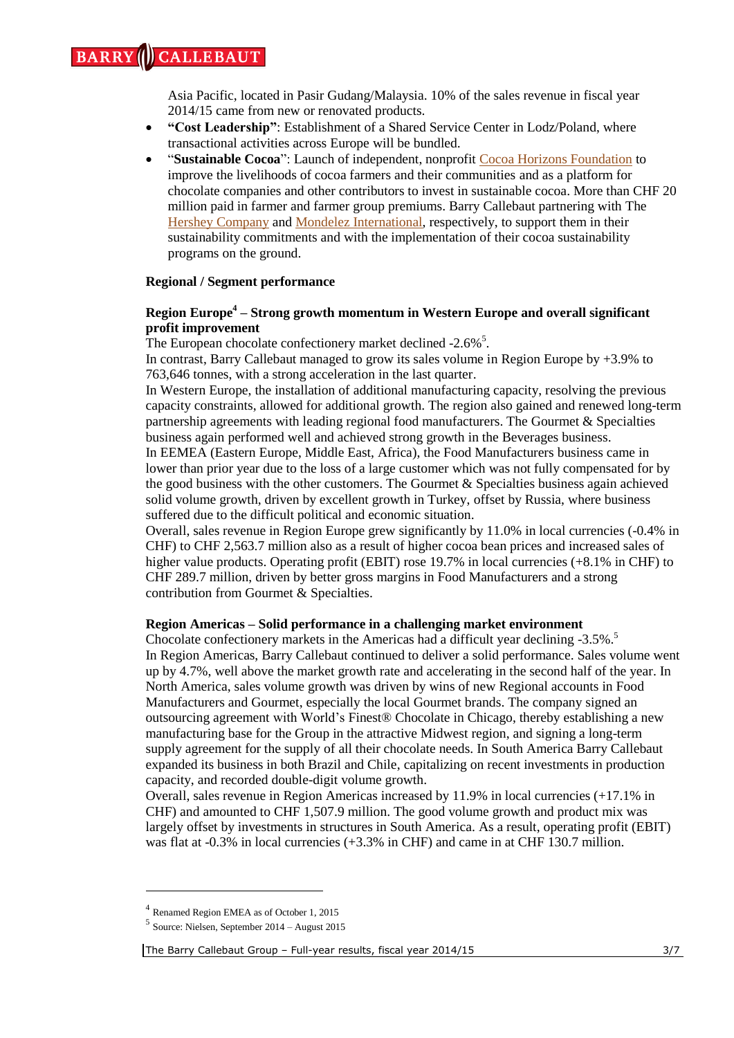Asia Pacific, located in Pasir Gudang/Malaysia. 10% of the sales revenue in fiscal year 2014/15 came from new or renovated products.

- **"Cost Leadership"**: Establishment of a Shared Service Center in Lodz/Poland, where transactional activities across Europe will be bundled.
- "**Sustainable Cocoa**": Launch of independent, nonprofit Cocoa Horizons Foundation to improve the livelihoods of cocoa farmers and their communities and as a platform for chocolate companies and other contributors to invest in sustainable cocoa. More than CHF 20 million paid in farmer and farmer group premiums. Barry Callebaut partnering with The Hershey Company and Mondelez International, respectively, to support them in their sustainability commitments and with the implementation of their cocoa sustainability programs on the ground.

**Regional / Segment performance**

**Region Europe[4] – Strong growth momentum in Western Europe and overall significant profit improvement**

The European chocolate confectionery market declined -2.6%[5].

In contrast, Barry Callebaut managed to grow its sales volume in Region Europe by +3.9% to 763,646 tonnes, with a strong acceleration in the last quarter.

In Western Europe, the installation of additional manufacturing capacity, resolving the previous capacity constraints, allowed for additional growth. The region also gained and renewed long-term partnership agreements with leading regional food manufacturers. The Gourmet & Specialties business again performed well and achieved strong growth in the Beverages business.

In EEMEA (Eastern Europe, Middle East, Africa), the Food Manufacturers business came in lower than prior year due to the loss of a large customer which was not fully compensated for by the good business with the other customers. The Gourmet & Specialties business again achieved solid volume growth, driven by excellent growth in Turkey, offset by Russia, where business suffered due to the difficult political and economic situation.

Overall, sales revenue in Region Europe grew significantly by 11.0% in local currencies (-0.4% in CHF) to CHF 2,563.7 million also as a result of higher cocoa bean prices and increased sales of higher value products. Operating profit (EBIT) rose 19.7% in local currencies (+8.1% in CHF) to CHF 289.7 million, driven by better gross margins in Food Manufacturers and a strong contribution from Gourmet & Specialties.

**Region Americas – Solid performance in a challenging market environment**

Chocolate confectionery markets in the Americas had a difficult year declining -3.5%.[5]

In Region Americas, Barry Callebaut continued to deliver a solid performance. Sales volume went up by 4.7%, well above the market growth rate and accelerating in the second half of the year. In North America, sales volume growth was driven by wins of new Regional accounts in Food Manufacturers and Gourmet, especially the local Gourmet brands. The company signed an outsourcing agreement with World's Finest® Chocolate in Chicago, thereby establishing a new manufacturing base for the Group in the attractive Midwest region, and signing a long-term supply agreement for the supply of all their chocolate needs. In South America Barry Callebaut expanded its business in both Brazil and Chile, capitalizing on recent investments in production capacity, and recorded double-digit volume growth.

Overall, sales revenue in Region Americas increased by 11.9% in local currencies (+17.1% in CHF) and amounted to CHF 1,507.9 million. The good volume growth and product mix was largely offset by investments in structures in South America. As a result, operating profit (EBIT) was flat at -0.3% in local currencies (+3.3% in CHF) and came in at CHF 130.7 million.

---

[4] Renamed Region EMEA as of October 1, 2015

[5] Source: Nielsen, September 2014 – August 2015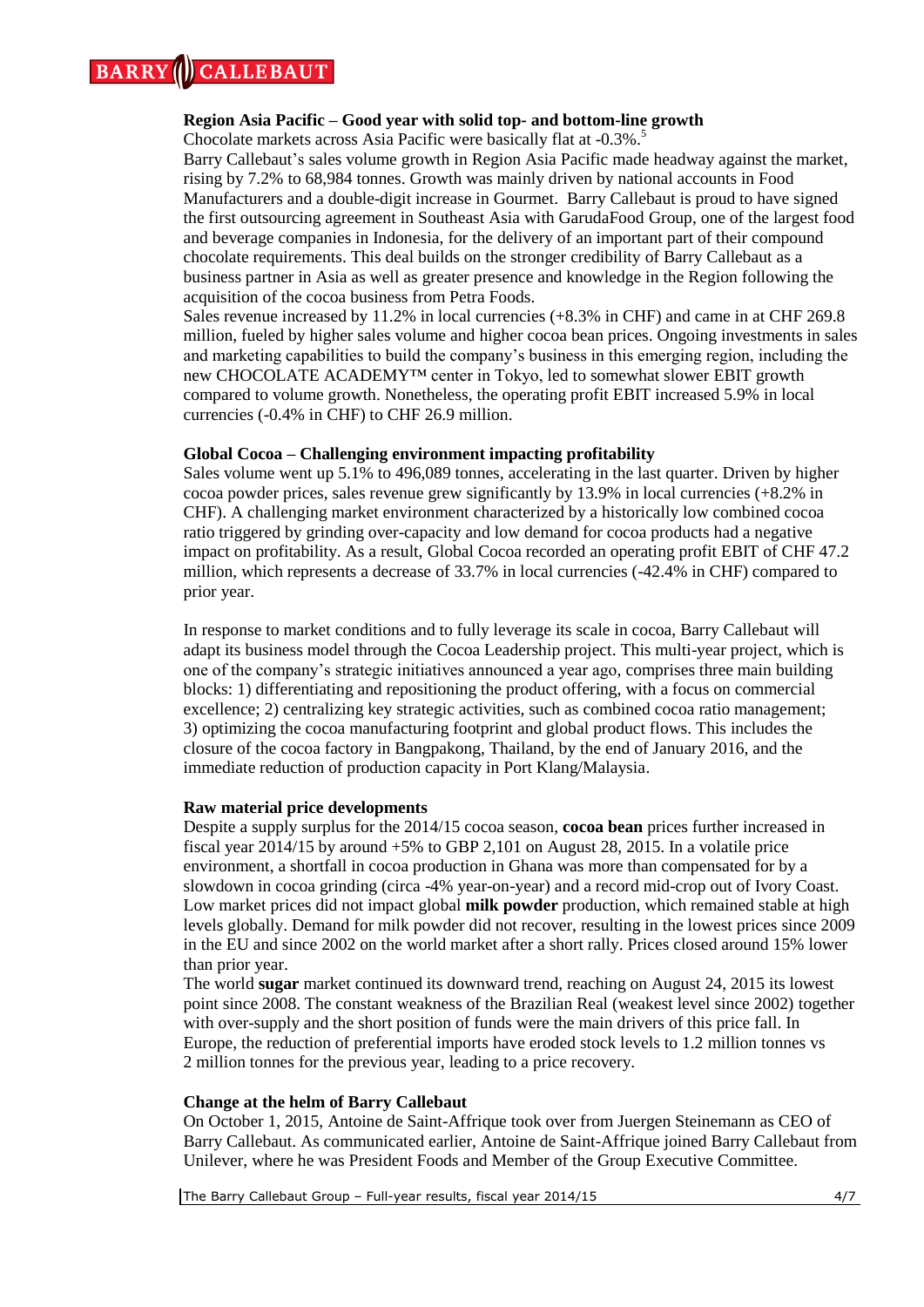**Region Asia Pacific – Good year with solid top- and bottom-line growth**

Chocolate markets across Asia Pacific were basically flat at -0.3%.[5]

Barry Callebaut's sales volume growth in Region Asia Pacific made headway against the market, rising by 7.2% to 68,984 tonnes. Growth was mainly driven by national accounts in Food Manufacturers and a double-digit increase in Gourmet. Barry Callebaut is proud to have signed the first outsourcing agreement in Southeast Asia with GarudaFood Group, one of the largest food and beverage companies in Indonesia, for the delivery of an important part of their compound chocolate requirements. This deal builds on the stronger credibility of Barry Callebaut as a business partner in Asia as well as greater presence and knowledge in the Region following the acquisition of the cocoa business from Petra Foods.

Sales revenue increased by 11.2% in local currencies (+8.3% in CHF) and came in at CHF 269.8 million, fueled by higher sales volume and higher cocoa bean prices. Ongoing investments in sales and marketing capabilities to build the company's business in this emerging region, including the new CHOCOLATE ACADEMY™ center in Tokyo, led to somewhat slower EBIT growth compared to volume growth. Nonetheless, the operating profit EBIT increased 5.9% in local currencies (-0.4% in CHF) to CHF 26.9 million.

**Global Cocoa – Challenging environment impacting profitability**

Sales volume went up 5.1% to 496,089 tonnes, accelerating in the last quarter. Driven by higher cocoa powder prices, sales revenue grew significantly by 13.9% in local currencies (+8.2% in CHF). A challenging market environment characterized by a historically low combined cocoa ratio triggered by grinding over-capacity and low demand for cocoa products had a negative impact on profitability. As a result, Global Cocoa recorded an operating profit EBIT of CHF 47.2 million, which represents a decrease of 33.7% in local currencies (-42.4% in CHF) compared to prior year.

In response to market conditions and to fully leverage its scale in cocoa, Barry Callebaut will adapt its business model through the Cocoa Leadership project. This multi-year project, which is one of the company's strategic initiatives announced a year ago, comprises three main building blocks: 1) differentiating and repositioning the product offering, with a focus on commercial excellence; 2) centralizing key strategic activities, such as combined cocoa ratio management; 3) optimizing the cocoa manufacturing footprint and global product flows. This includes the closure of the cocoa factory in Bangpakong, Thailand, by the end of January 2016, and the immediate reduction of production capacity in Port Klang/Malaysia.

**Raw material price developments**

Despite a supply surplus for the 2014/15 cocoa season, **cocoa bean** prices further increased in fiscal year 2014/15 by around +5% to GBP 2,101 on August 28, 2015. In a volatile price environment, a shortfall in cocoa production in Ghana was more than compensated for by a slowdown in cocoa grinding (circa -4% year-on-year) and a record mid-crop out of Ivory Coast. Low market prices did not impact global **milk powder** production, which remained stable at high levels globally. Demand for milk powder did not recover, resulting in the lowest prices since 2009 in the EU and since 2002 on the world market after a short rally. Prices closed around 15% lower than prior year.

The world **sugar** market continued its downward trend, reaching on August 24, 2015 its lowest point since 2008. The constant weakness of the Brazilian Real (weakest level since 2002) together with over-supply and the short position of funds were the main drivers of this price fall. In Europe, the reduction of preferential imports have eroded stock levels to 1.2 million tonnes vs 2 million tonnes for the previous year, leading to a price recovery.

**Change at the helm of Barry Callebaut**

On October 1, 2015, Antoine de Saint-Affrique took over from Juergen Steinemann as CEO of Barry Callebaut. As communicated earlier, Antoine de Saint-Affrique joined Barry Callebaut from Unilever, where he was President Foods and Member of the Group Executive Committee.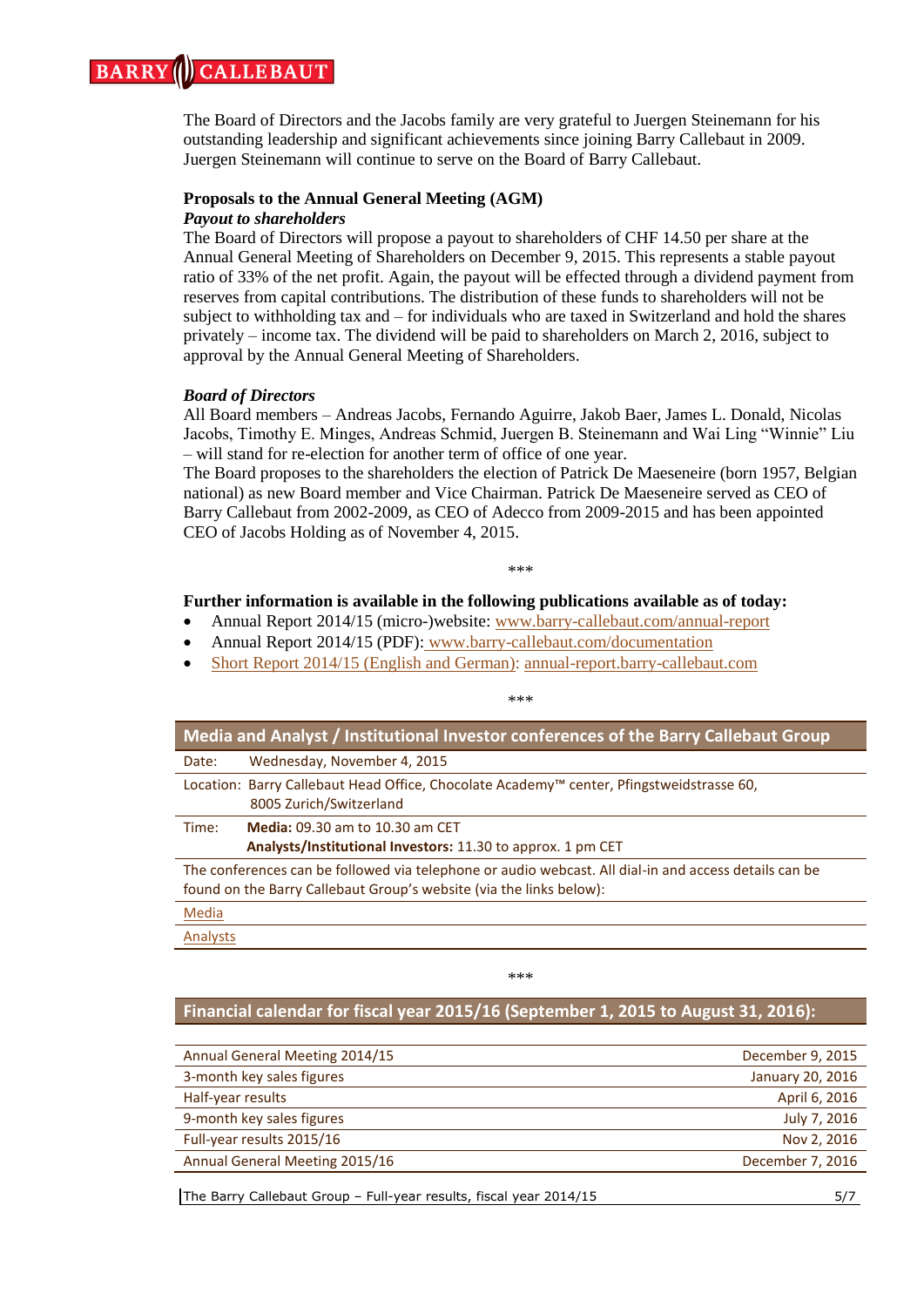The Board of Directors and the Jacobs family are very grateful to Juergen Steinemann for his outstanding leadership and significant achievements since joining Barry Callebaut in 2009. Juergen Steinemann will continue to serve on the Board of Barry Callebaut.

**Proposals to the Annual General Meeting (AGM)**

***Payout to shareholders***

The Board of Directors will propose a payout to shareholders of CHF 14.50 per share at the Annual General Meeting of Shareholders on December 9, 2015. This represents a stable payout ratio of 33% of the net profit. Again, the payout will be effected through a dividend payment from reserves from capital contributions. The distribution of these funds to shareholders will not be subject to withholding tax and – for individuals who are taxed in Switzerland and hold the shares privately – income tax. The dividend will be paid to shareholders on March 2, 2016, subject to approval by the Annual General Meeting of Shareholders.

***Board of Directors***

All Board members – Andreas Jacobs, Fernando Aguirre, Jakob Baer, James L. Donald, Nicolas Jacobs, Timothy E. Minges, Andreas Schmid, Juergen B. Steinemann and Wai Ling "Winnie" Liu – will stand for re-election for another term of office of one year.

The Board proposes to the shareholders the election of Patrick De Maeseneire (born 1957, Belgian national) as new Board member and Vice Chairman. Patrick De Maeseneire served as CEO of Barry Callebaut from 2002-2009, as CEO of Adecco from 2009-2015 and has been appointed CEO of Jacobs Holding as of November 4, 2015.

\*\*\*

**Further information is available in the following publications available as of today:**

- Annual Report 2014/15 (micro-)website: www.barry-callebaut.com/annual-report
- Annual Report 2014/15 (PDF): www.barry-callebaut.com/documentation
- Short Report 2014/15 (English and German): annual-report.barry-callebaut.com

\*\*\*

| Media and Analyst / Institutional Investor conferences of the Barry Callebaut Group | |
|---|---|
| Date: | Wednesday, November 4, 2015 |
| Location: | Barry Callebaut Head Office, Chocolate Academy™ center, Pfingstweidstrasse 60, 8005 Zurich/Switzerland |
| Time: | **Media:** 09.30 am to 10.30 am CET<br>**Analysts/Institutional Investors:** 11.30 to approx. 1 pm CET |
| The conferences can be followed via telephone or audio webcast. All dial-in and access details can be found on the Barry Callebaut Group's website (via the links below): | |
| Media | |
| Analysts | |

\*\*\*

| Financial calendar for fiscal year 2015/16 (September 1, 2015 to August 31, 2016): | |
|---|---|
| Annual General Meeting 2014/15 | December 9, 2015 |
| 3-month key sales figures | January 20, 2016 |
| Half-year results | April 6, 2016 |
| 9-month key sales figures | July 7, 2016 |
| Full-year results 2015/16 | Nov 2, 2016 |
| Annual General Meeting 2015/16 | December 7, 2016 |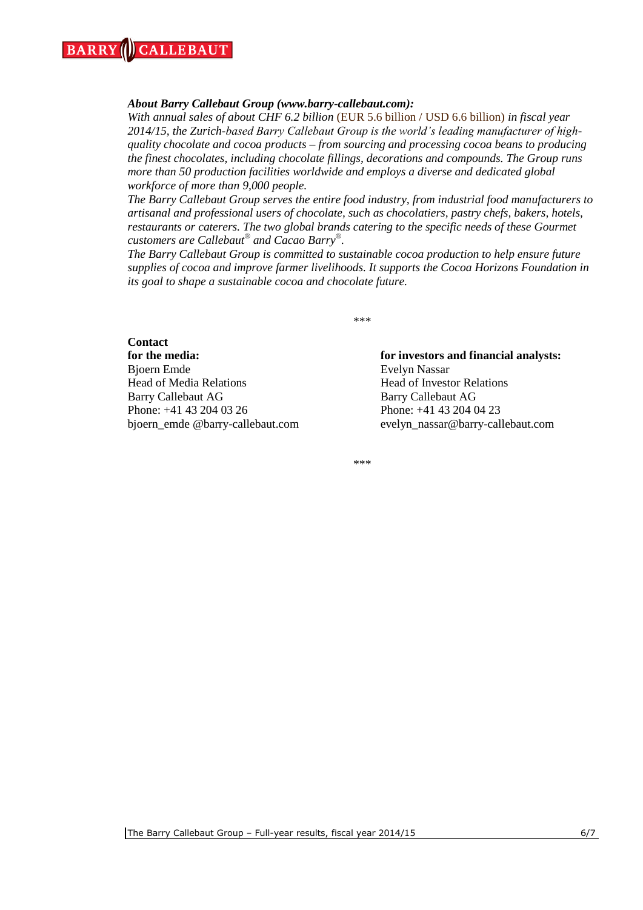***About Barry Callebaut Group (www.barry-callebaut.com):***

*With annual sales of about CHF 6.2 billion* (EUR 5.6 billion / USD 6.6 billion) *in fiscal year 2014/15, the Zurich-based Barry Callebaut Group is the world's leading manufacturer of high-quality chocolate and cocoa products – from sourcing and processing cocoa beans to producing the finest chocolates, including chocolate fillings, decorations and compounds. The Group runs more than 50 production facilities worldwide and employs a diverse and dedicated global workforce of more than 9,000 people.*

*The Barry Callebaut Group serves the entire food industry, from industrial food manufacturers to artisanal and professional users of chocolate, such as chocolatiers, pastry chefs, bakers, hotels, restaurants or caterers. The two global brands catering to the specific needs of these Gourmet customers are Callebaut® and Cacao Barry®.*

*The Barry Callebaut Group is committed to sustainable cocoa production to help ensure future supplies of cocoa and improve farmer livelihoods. It supports the Cocoa Horizons Foundation in its goal to shape a sustainable cocoa and chocolate future.*

\*\*\*

**Contact**

**for the media:**
Bjoern Emde
Head of Media Relations
Barry Callebaut AG
Phone: +41 43 204 03 26
bjoern_emde @barry-callebaut.com

**for investors and financial analysts:**
Evelyn Nassar
Head of Investor Relations
Barry Callebaut AG
Phone: +41 43 204 04 23
evelyn_nassar@barry-callebaut.com

\*\*\*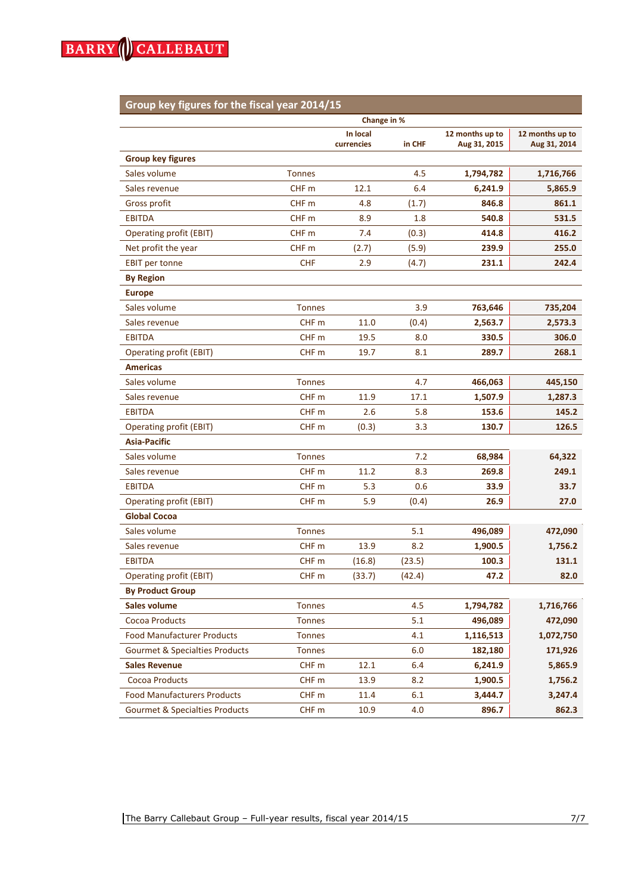## Group key figures for the fiscal year 2014/15

| | | Change in % | | | |
|---|---|---|---|---|---|
| | | In local currencies | in CHF | 12 months up to Aug 31, 2015 | 12 months up to Aug 31, 2014 |
| **Group key figures** | | | | | |
| Sales volume | Tonnes | | 4.5 | **1,794,782** | **1,716,766** |
| Sales revenue | CHF m | 12.1 | 6.4 | **6,241.9** | **5,865.9** |
| Gross profit | CHF m | 4.8 | (1.7) | **846.8** | **861.1** |
| EBITDA | CHF m | 8.9 | 1.8 | **540.8** | **531.5** |
| Operating profit (EBIT) | CHF m | 7.4 | (0.3) | **414.8** | **416.2** |
| Net profit the year | CHF m | (2.7) | (5.9) | **239.9** | **255.0** |
| EBIT per tonne | CHF | 2.9 | (4.7) | **231.1** | **242.4** |
| **By Region** | | | | | |
| **Europe** | | | | | |
| Sales volume | Tonnes | | 3.9 | **763,646** | **735,204** |
| Sales revenue | CHF m | 11.0 | (0.4) | **2,563.7** | **2,573.3** |
| EBITDA | CHF m | 19.5 | 8.0 | **330.5** | **306.0** |
| Operating profit (EBIT) | CHF m | 19.7 | 8.1 | **289.7** | **268.1** |
| **Americas** | | | | | |
| Sales volume | Tonnes | | 4.7 | **466,063** | **445,150** |
| Sales revenue | CHF m | 11.9 | 17.1 | **1,507.9** | **1,287.3** |
| EBITDA | CHF m | 2.6 | 5.8 | **153.6** | **145.2** |
| Operating profit (EBIT) | CHF m | (0.3) | 3.3 | **130.7** | **126.5** |
| **Asia-Pacific** | | | | | |
| Sales volume | Tonnes | | 7.2 | **68,984** | **64,322** |
| Sales revenue | CHF m | 11.2 | 8.3 | **269.8** | **249.1** |
| EBITDA | CHF m | 5.3 | 0.6 | **33.9** | **33.7** |
| Operating profit (EBIT) | CHF m | 5.9 | (0.4) | **26.9** | **27.0** |
| **Global Cocoa** | | | | | |
| Sales volume | Tonnes | | 5.1 | **496,089** | **472,090** |
| Sales revenue | CHF m | 13.9 | 8.2 | **1,900.5** | **1,756.2** |
| EBITDA | CHF m | (16.8) | (23.5) | **100.3** | **131.1** |
| Operating profit (EBIT) | CHF m | (33.7) | (42.4) | **47.2** | **82.0** |
| **By Product Group** | | | | | |
| **Sales volume** | Tonnes | | 4.5 | **1,794,782** | **1,716,766** |
| Cocoa Products | Tonnes | | 5.1 | **496,089** | **472,090** |
| Food Manufacturer Products | Tonnes | | 4.1 | **1,116,513** | **1,072,750** |
| Gourmet & Specialties Products | Tonnes | | 6.0 | **182,180** | **171,926** |
| **Sales Revenue** | CHF m | 12.1 | 6.4 | **6,241.9** | **5,865.9** |
| Cocoa Products | CHF m | 13.9 | 8.2 | **1,900.5** | **1,756.2** |
| Food Manufacturers Products | CHF m | 11.4 | 6.1 | **3,444.7** | **3,247.4** |
| Gourmet & Specialties Products | CHF m | 10.9 | 4.0 | **896.7** | **862.3** |